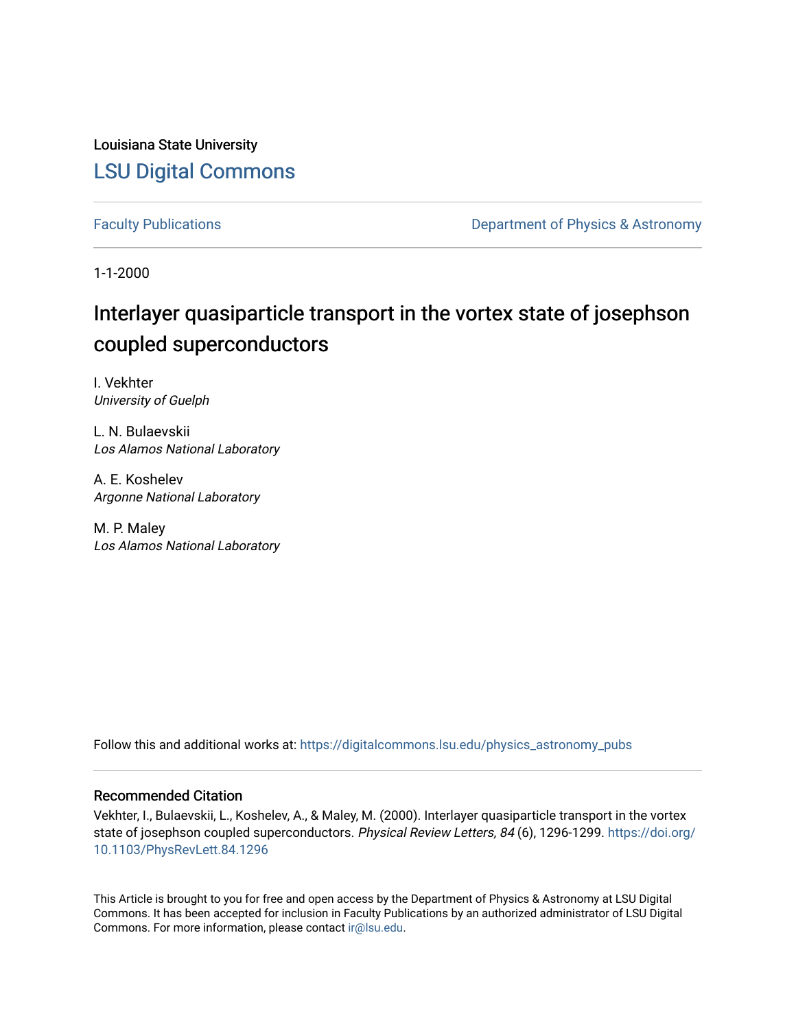Louisiana State University

# LSU Digital Commons

Faculty Publications | Department of Physics & Astronomy

1-1-2000

# Interlayer quasiparticle transport in the vortex state of josephson coupled superconductors

I. Vekhter
*University of Guelph*

L. N. Bulaevskii
*Los Alamos National Laboratory*

A. E. Koshelev
*Argonne National Laboratory*

M. P. Maley
*Los Alamos National Laboratory*

Follow this and additional works at: https://digitalcommons.lsu.edu/physics_astronomy_pubs

## Recommended Citation

Vekhter, I., Bulaevskii, L., Koshelev, A., & Maley, M. (2000). Interlayer quasiparticle transport in the vortex state of josephson coupled superconductors. *Physical Review Letters, 84* (6), 1296-1299. https://doi.org/10.1103/PhysRevLett.84.1296

This Article is brought to you for free and open access by the Department of Physics & Astronomy at LSU Digital Commons. It has been accepted for inclusion in Faculty Publications by an authorized administrator of LSU Digital Commons. For more information, please contact ir@lsu.edu.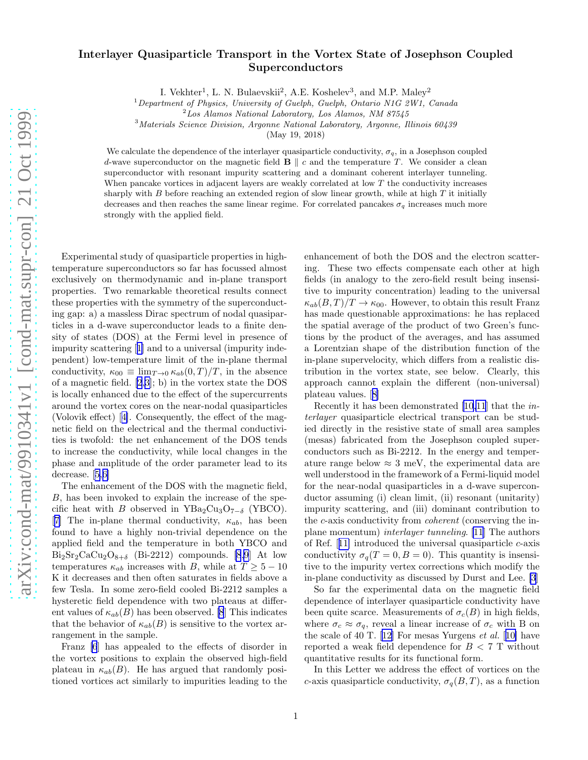# Interlayer Quasiparticle Transport in the Vortex State of Josephson Coupled Superconductors

I. Vekhter[1], L. N. Bulaevskii[2], A.E. Koshelev[3], and M.P. Maley[2]

[1] *Department of Physics, University of Guelph, Guelph, Ontario N1G 2W1, Canada*
[2] *Los Alamos National Laboratory, Los Alamos, NM 87545*
[3] *Materials Science Division, Argonne National Laboratory, Argonne, Illinois 60439*

(May 19, 2018)

We calculate the dependence of the interlayer quasiparticle conductivity, $\sigma_q$, in a Josephson coupled $d$-wave superconductor on the magnetic field $\mathbf{B} \parallel c$ and the temperature $T$. We consider a clean superconductor with resonant impurity scattering and a dominant coherent interlayer tunneling. When pancake vortices in adjacent layers are weakly correlated at low $T$ the conductivity increases sharply with $B$ before reaching an extended region of slow linear growth, while at high $T$ it initially decreases and then reaches the same linear regime. For correlated pancakes $\sigma_q$ increases much more strongly with the applied field.

Experimental study of quasiparticle properties in high-temperature superconductors so far has focussed almost exclusively on thermodynamic and in-plane transport properties. Two remarkable theoretical results connect these properties with the symmetry of the superconducting gap: a) a massless Dirac spectrum of nodal quasiparticles in a d-wave superconductor leads to a finite density of states (DOS) at the Fermi level in presence of impurity scattering [1] and to a universal (impurity independent) low-temperature limit of the in-plane thermal conductivity, $\kappa_{00} \equiv \lim_{T\to 0} \kappa_{ab}(0,T)/T$, in the absence of a magnetic field. [2,3]; b) in the vortex state the DOS is locally enhanced due to the effect of the supercurrents around the vortex cores on the near-nodal quasiparticles (Volovik effect) [4]. Consequently, the effect of the magnetic field on the electrical and the thermal conductivities is twofold: the net enhancement of the DOS tends to increase the conductivity, while local changes in the phase and amplitude of the order parameter lead to its decrease. [5,6]

The enhancement of the DOS with the magnetic field, $B$, has been invoked to explain the increase of the specific heat with $B$ observed in $YBa_2Cu_3O_{7-\delta}$ (YBCO). [7] The in-plane thermal conductivity, $\kappa_{ab}$, has been found to have a highly non-trivial dependence on the applied field and the temperature in both YBCO and $Bi_2Sr_2CaCu_2O_{8+\delta}$ (Bi-2212) compounds. [8,9] At low temperatures $\kappa_{ab}$ increases with $B$, while at $T \geq 5-10$ K it decreases and then often saturates in fields above a few Tesla. In some zero-field cooled Bi-2212 samples a hysteretic field dependence with two plateaus at different values of $\kappa_{ab}(B)$ has been observed. [8] This indicates that the behavior of $\kappa_{ab}(B)$ is sensitive to the vortex arrangement in the sample.

Franz [6] has appealed to the effects of disorder in the vortex positions to explain the observed high-field plateau in $\kappa_{ab}(B)$. He has argued that randomly positioned vortices act similarly to impurities leading to the enhancement of both the DOS and the electron scattering. These two effects compensate each other at high fields (in analogy to the zero-field result being insensitive to impurity concentration) leading to the universal $\kappa_{ab}(B,T)/T \to \kappa_{00}$. However, to obtain this result Franz has made questionable approximations: he has replaced the spatial average of the product of two Green's functions by the product of the averages, and has assumed a Lorentzian shape of the distribution function of the in-plane supervelocity, which differs from a realistic distribution in the vortex state, see below. Clearly, this approach cannot explain the different (non-universal) plateau values. [8]

Recently it has been demonstrated [10,11] that the *interlayer* quasiparticle electrical transport can be studied directly in the resistive state of small area samples (mesas) fabricated from the Josephson coupled superconductors such as Bi-2212. In the energy and temperature range below $\approx 3$ meV, the experimental data are well understood in the framework of a Fermi-liquid model for the near-nodal quasiparticles in a d-wave superconductor assuming (i) clean limit, (ii) resonant (unitarity) impurity scattering, and (iii) dominant contribution to the $c$-axis conductivity from *coherent* (conserving the in-plane momentum) *interlayer tunneling*. [11] The authors of Ref. [11] introduced the universal quasiparticle $c$-axis conductivity $\sigma_q(T=0,B=0)$. This quantity is insensitive to the impurity vertex corrections which modify the in-plane conductivity as discussed by Durst and Lee. [3]

So far the experimental data on the magnetic field dependence of interlayer quasiparticle conductivity have been quite scarce. Measurements of $\sigma_c(B)$ in high fields, where $\sigma_c \approx \sigma_q$, reveal a linear increase of $\sigma_c$ with B on the scale of 40 T. [12] For mesas Yurgens *et al.* [10] have reported a weak field dependence for $B < 7$ T without quantitative results for its functional form.

In this Letter we address the effect of vortices on the $c$-axis quasiparticle conductivity, $\sigma_q(B,T)$, as a function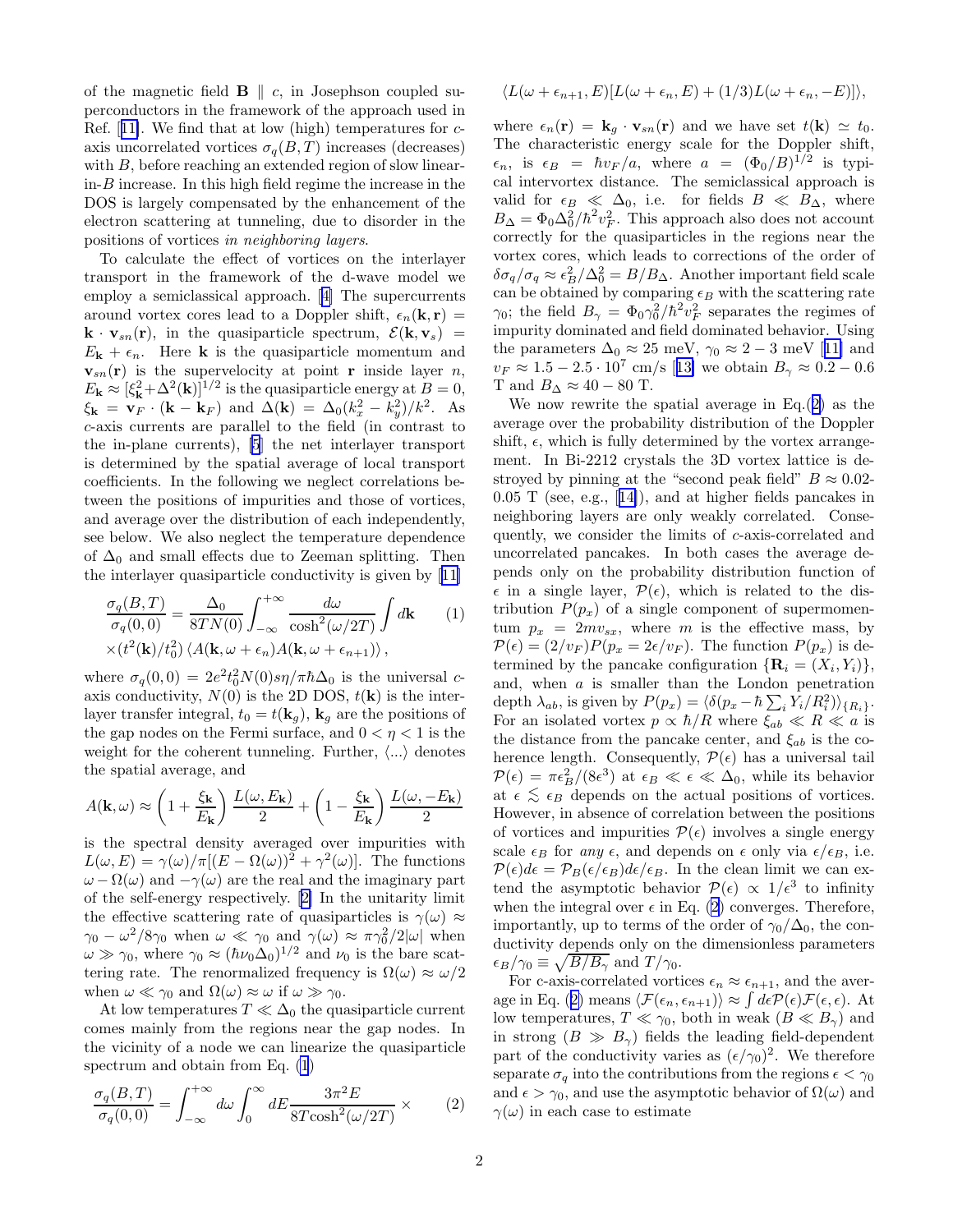of the magnetic field $\mathbf{B} \parallel c$, in Josephson coupled superconductors in the framework of the approach used in Ref. [11]. We find that at low (high) temperatures for $c$-axis uncorrelated vortices $\sigma_q(B,T)$ increases (decreases) with $B$, before reaching an extended region of slow linear-in-$B$ increase. In this high field regime the increase in the DOS is largely compensated by the enhancement of the electron scattering at tunneling, due to disorder in the positions of vortices *in neighboring layers*.

To calculate the effect of vortices on the interlayer transport in the framework of the d-wave model we employ a semiclassical approach. [4] The supercurrents around vortex cores lead to a Doppler shift, $\epsilon_n(\mathbf{k},\mathbf{r}) = \mathbf{k} \cdot \mathbf{v}_{sn}(\mathbf{r})$, in the quasiparticle spectrum, $\mathcal{E}(\mathbf{k},\mathbf{v}_s) = E_{\mathbf{k}} + \epsilon_n$. Here $\mathbf{k}$ is the quasiparticle momentum and $\mathbf{v}_{sn}(\mathbf{r})$ is the supervelocity at point $\mathbf{r}$ inside layer $n$, $E_{\mathbf{k}} \approx [\xi_{\mathbf{k}}^2 + \Delta^2(\mathbf{k})]^{1/2}$ is the quasiparticle energy at $B=0$, $\xi_{\mathbf{k}} = \mathbf{v}_F \cdot (\mathbf{k} - \mathbf{k}_F)$ and $\Delta(\mathbf{k}) = \Delta_0 (k_x^2 - k_y^2)/k^2$. As $c$-axis currents are parallel to the field (in contrast to the in-plane currents), [5] the net interlayer transport is determined by the spatial average of local transport coefficients. In the following we neglect correlations between the positions of impurities and those of vortices, and average over the distribution of each independently, see below. We also neglect the temperature dependence of $\Delta_0$ and small effects due to Zeeman splitting. Then the interlayer quasiparticle conductivity is given by [11]

$$\frac{\sigma_q(B,T)}{\sigma_q(0,0)} = \frac{\Delta_0}{8TN(0)} \int_{-\infty}^{+\infty} \frac{d\omega}{\cosh^2(\omega/2T)} \int d\mathbf{k} \qquad (1)$$
$$\times (t^2(\mathbf{k})/t_0^2) \left\langle A(\mathbf{k}, \omega + \epsilon_n) A(\mathbf{k}, \omega + \epsilon_{n+1}) \right\rangle ,$$

where $\sigma_q(0,0) = 2e^2 t_0^2 N(0) s\eta/\pi\hbar\Delta_0$ is the universal $c$-axis conductivity, $N(0)$ is the 2D DOS, $t(\mathbf{k})$ is the interlayer transfer integral, $t_0 = t(\mathbf{k}_g)$, $\mathbf{k}_g$ are the positions of the gap nodes on the Fermi surface, and $0 < \eta < 1$ is the weight for the coherent tunneling. Further, $\langle ... \rangle$ denotes the spatial average, and

$$A(\mathbf{k},\omega) \approx \left(1 + \frac{\xi_{\mathbf{k}}}{E_{\mathbf{k}}}\right) \frac{L(\omega, E_{\mathbf{k}})}{2} + \left(1 - \frac{\xi_{\mathbf{k}}}{E_{\mathbf{k}}}\right) \frac{L(\omega, -E_{\mathbf{k}})}{2}$$

is the spectral density averaged over impurities with $L(\omega, E) = \gamma(\omega)/\pi[(E - \Omega(\omega))^2 + \gamma^2(\omega)]$. The functions $\omega - \Omega(\omega)$ and $-\gamma(\omega)$ are the real and the imaginary part of the self-energy respectively. [2] In the unitarity limit the effective scattering rate of quasiparticles is $\gamma(\omega) \approx \gamma_0 - \omega^2/8\gamma_0$ when $\omega \ll \gamma_0$ and $\gamma(\omega) \approx \pi\gamma_0^2/2|\omega|$ when $\omega \gg \gamma_0$, where $\gamma_0 \approx (\hbar\nu_0\Delta_0)^{1/2}$ and $\nu_0$ is the bare scattering rate. The renormalized frequency is $\Omega(\omega) \approx \omega/2$ when $\omega \ll \gamma_0$ and $\Omega(\omega) \approx \omega$ if $\omega \gg \gamma_0$.

At low temperatures $T \ll \Delta_0$ the quasiparticle current comes mainly from the regions near the gap nodes. In the vicinity of a node we can linearize the quasiparticle spectrum and obtain from Eq. (1)

$$\frac{\sigma_q(B,T)}{\sigma_q(0,0)} = \int_{-\infty}^{+\infty} d\omega \int_0^{\infty} dE \frac{3\pi^2 E}{8T\cosh^2(\omega/2T)} \times \qquad (2)$$
$$\langle L(\omega + \epsilon_{n+1}, E)[L(\omega + \epsilon_n, E) + (1/3)L(\omega + \epsilon_n, -E)] \rangle ,$$

where $\epsilon_n(\mathbf{r}) = \mathbf{k}_g \cdot \mathbf{v}_{sn}(\mathbf{r})$ and we have set $t(\mathbf{k}) \simeq t_0$. The characteristic energy scale for the Doppler shift, $\epsilon_n$, is $\epsilon_B = \hbar v_F/a$, where $a = (\Phi_0/B)^{1/2}$ is typical intervortex distance. The semiclassical approach is valid for $\epsilon_B \ll \Delta_0$, i.e. for fields $B \ll B_\Delta$, where $B_\Delta = \Phi_0\Delta_0^2/\hbar^2 v_F^2$. This approach also does not account correctly for the quasiparticles in the regions near the vortex cores, which leads to corrections of the order of $\delta\sigma_q/\sigma_q \approx \epsilon_B^2/\Delta_0^2 = B/B_\Delta$. Another important field scale can be obtained by comparing $\epsilon_B$ with the scattering rate $\gamma_0$; the field $B_\gamma = \Phi_0\gamma_0^2/\hbar^2 v_F^2$ separates the regimes of impurity dominated and field dominated behavior. Using the parameters $\Delta_0 \approx 25$ meV, $\gamma_0 \approx 2-3$ meV [11] and $v_F \approx 1.5 - 2.5 \cdot 10^7$ cm/s [13] we obtain $B_\gamma \approx 0.2 - 0.6$ T and $B_\Delta \approx 40 - 80$ T.

We now rewrite the spatial average in Eq.(2) as the average over the probability distribution of the Doppler shift, $\epsilon$, which is fully determined by the vortex arrangement. In Bi-2212 crystals the 3D vortex lattice is destroyed by pinning at the "second peak field" $B \approx 0.02$-$0.05$ T (see, e.g., [14]), and at higher fields pancakes in neighboring layers are only weakly correlated. Consequently, we consider the limits of $c$-axis-correlated and uncorrelated pancakes. In both cases the average depends only on the probability distribution function of $\epsilon$ in a single layer, $\mathcal{P}(\epsilon)$, which is related to the distribution $P(p_x)$ of a single component of supermomentum $p_x = 2mv_{sx}$, where $m$ is the effective mass, by $\mathcal{P}(\epsilon) = (2/v_F)P(p_x = 2\epsilon/v_F)$. The function $P(p_x)$ is determined by the pancake configuration $\{\mathbf{R}_i = (X_i, Y_i)\}$, and, when $a$ is smaller than the London penetration depth $\lambda_{ab}$, is given by $P(p_x) = \langle \delta(p_x - \hbar \sum_i Y_i/R_i^2) \rangle_{\{R_i\}}$. For an isolated vortex $p \propto \hbar/R$ where $\xi_{ab} \ll R \ll a$ is the distance from the pancake center, and $\xi_{ab}$ is the coherence length. Consequently, $\mathcal{P}(\epsilon)$ has a universal tail $\mathcal{P}(\epsilon) = \pi\epsilon_B^2/(8\epsilon^3)$ at $\epsilon_B \ll \epsilon \ll \Delta_0$, while its behavior at $\epsilon \lesssim \epsilon_B$ depends on the actual positions of vortices. However, in absence of correlation between the positions of vortices and impurities $\mathcal{P}(\epsilon)$ involves a single energy scale $\epsilon_B$ for *any* $\epsilon$, and depends on $\epsilon$ only via $\epsilon/\epsilon_B$, i.e. $\mathcal{P}(\epsilon)d\epsilon = \mathcal{P}_B(\epsilon/\epsilon_B)d\epsilon/\epsilon_B$. In the clean limit we can extend the asymptotic behavior $\mathcal{P}(\epsilon) \propto 1/\epsilon^3$ to infinity when the integral over $\epsilon$ in Eq. (2) converges. Therefore, importantly, up to terms of the order of $\gamma_0/\Delta_0$, the conductivity depends only on the dimensionless parameters $\epsilon_B/\gamma_0 \equiv \sqrt{B/B_\gamma}$ and $T/\gamma_0$.

For c-axis-correlated vortices $\epsilon_n \approx \epsilon_{n+1}$, and the average in Eq. (2) means $\langle \mathcal{F}(\epsilon_n, \epsilon_{n+1}) \rangle \approx \int d\epsilon \mathcal{P}(\epsilon)\mathcal{F}(\epsilon, \epsilon)$. At low temperatures, $T \ll \gamma_0$, both in weak ($B \ll B_\gamma$) and in strong ($B \gg B_\gamma$) fields the leading field-dependent part of the conductivity varies as $(\epsilon/\gamma_0)^2$. We therefore separate $\sigma_q$ into the contributions from the regions $\epsilon < \gamma_0$ and $\epsilon > \gamma_0$, and use the asymptotic behavior of $\Omega(\omega)$ and $\gamma(\omega)$ in each case to estimate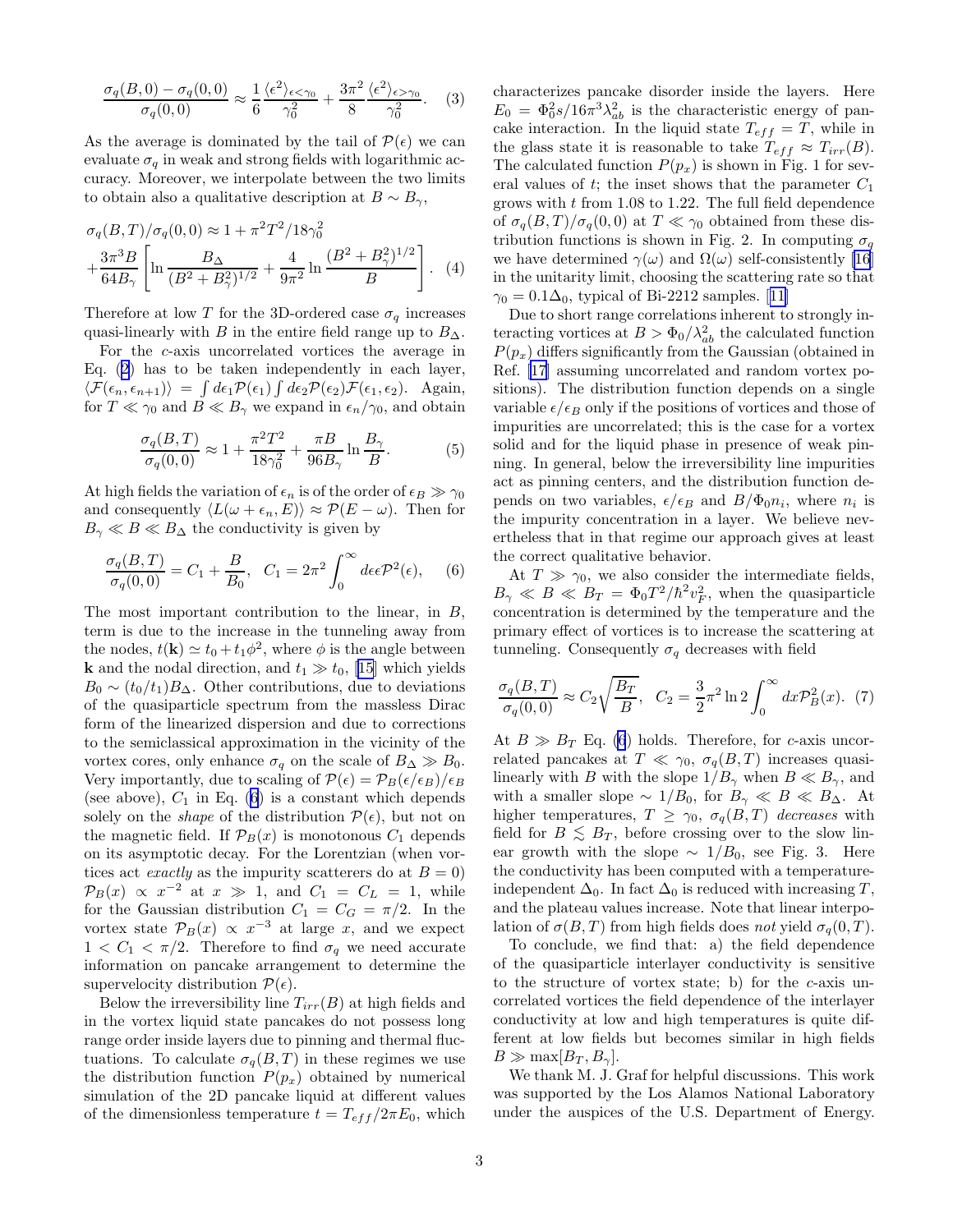$$\frac{\sigma_q(B,0)-\sigma_q(0,0)}{\sigma_q(0,0)} \approx \frac{1}{6}\frac{\langle\epsilon^2\rangle_{\epsilon<\gamma_0}}{\gamma_0^2} + \frac{3\pi^2}{8}\frac{\langle\epsilon^2\rangle_{\epsilon>\gamma_0}}{\gamma_0^2}. \quad (3)$$

As the average is dominated by the tail of $\mathcal{P}(\epsilon)$ we can evaluate $\sigma_q$ in weak and strong fields with logarithmic accuracy. Moreover, we interpolate between the two limits to obtain also a qualitative description at $B \sim B_\gamma$,

$$\sigma_q(B,T)/\sigma_q(0,0) \approx 1 + \pi^2 T^2/18\gamma_0^2 + \frac{3\pi^3 B}{64 B_\gamma}\left[\ln\frac{B_\Delta}{(B^2+B_\gamma^2)^{1/2}} + \frac{4}{9\pi^2}\ln\frac{(B^2+B_\gamma^2)^{1/2}}{B}\right]. \quad (4)$$

Therefore at low $T$ for the 3D-ordered case $\sigma_q$ increases quasi-linearly with $B$ in the entire field range up to $B_\Delta$.

For the $c$-axis uncorrelated vortices the average in Eq. (2) has to be taken independently in each layer, $\langle\mathcal{F}(\epsilon_n,\epsilon_{n+1})\rangle = \int d\epsilon_1 \mathcal{P}(\epsilon_1)\int d\epsilon_2 \mathcal{P}(\epsilon_2)\mathcal{F}(\epsilon_1,\epsilon_2)$. Again, for $T \ll \gamma_0$ and $B \ll B_\gamma$ we expand in $\epsilon_n/\gamma_0$, and obtain

$$\frac{\sigma_q(B,T)}{\sigma_q(0,0)} \approx 1 + \frac{\pi^2 T^2}{18\gamma_0^2} + \frac{\pi B}{96 B_\gamma}\ln\frac{B_\gamma}{B}. \quad (5)$$

At high fields the variation of $\epsilon_n$ is of the order of $\epsilon_B \gg \gamma_0$ and consequently $\langle L(\omega+\epsilon_n, E)\rangle \approx \mathcal{P}(E-\omega)$. Then for $B_\gamma \ll B \ll B_\Delta$ the conductivity is given by

$$\frac{\sigma_q(B,T)}{\sigma_q(0,0)} = C_1 + \frac{B}{B_0}, \quad C_1 = 2\pi^2\int_0^\infty d\epsilon\epsilon\mathcal{P}^2(\epsilon), \quad (6)$$

The most important contribution to the linear, in $B$, term is due to the increase in the tunneling away from the nodes, $t(\mathbf{k}) \simeq t_0 + t_1\phi^2$, where $\phi$ is the angle between $\mathbf{k}$ and the nodal direction, and $t_1 \gg t_0$, [15] which yields $B_0 \sim (t_0/t_1)B_\Delta$. Other contributions, due to deviations of the quasiparticle spectrum from the massless Dirac form of the linearized dispersion and due to corrections to the semiclassical approximation in the vicinity of the vortex cores, only enhance $\sigma_q$ on the scale of $B_\Delta \gg B_0$. Very importantly, due to scaling of $\mathcal{P}(\epsilon) = \mathcal{P}_B(\epsilon/\epsilon_B)/\epsilon_B$ (see above), $C_1$ in Eq. (6) is a constant which depends solely on the *shape* of the distribution $\mathcal{P}(\epsilon)$, but not on the magnetic field. If $\mathcal{P}_B(x)$ is monotonous $C_1$ depends on its asymptotic decay. For the Lorentzian (when vortices act *exactly* as the impurity scatterers do at $B=0$) $\mathcal{P}_B(x) \propto x^{-2}$ at $x \gg 1$, and $C_1 = C_L = 1$, while for the Gaussian distribution $C_1 = C_G = \pi/2$. In the vortex state $\mathcal{P}_B(x) \propto x^{-3}$ at large $x$, and we expect $1 < C_1 < \pi/2$. Therefore to find $\sigma_q$ we need accurate information on pancake arrangement to determine the supervelocity distribution $\mathcal{P}(\epsilon)$.

Below the irreversibility line $T_{irr}(B)$ at high fields and in the vortex liquid state pancakes do not possess long range order inside layers due to pinning and thermal fluctuations. To calculate $\sigma_q(B,T)$ in these regimes we use the distribution function $P(p_x)$ obtained by numerical simulation of the 2D pancake liquid at different values of the dimensionless temperature $t = T_{eff}/2\pi E_0$, which characterizes pancake disorder inside the layers. Here $E_0 = \Phi_0^2 s/16\pi^3\lambda_{ab}^2$ is the characteristic energy of pancake interaction. In the liquid state $T_{eff} = T$, while in the glass state it is reasonable to take $T_{eff} \approx T_{irr}(B)$. The calculated function $P(p_x)$ is shown in Fig. 1 for several values of $t$; the inset shows that the parameter $C_1$ grows with $t$ from 1.08 to 1.22. The full field dependence of $\sigma_q(B,T)/\sigma_q(0,0)$ at $T \ll \gamma_0$ obtained from these distribution functions is shown in Fig. 2. In computing $\sigma_q$ we have determined $\gamma(\omega)$ and $\Omega(\omega)$ self-consistently [16] in the unitarity limit, choosing the scattering rate so that $\gamma_0 = 0.1\Delta_0$, typical of Bi-2212 samples. [11]

Due to short range correlations inherent to strongly interacting vortices at $B > \Phi_0/\lambda_{ab}^2$ the calculated function $P(p_x)$ differs significantly from the Gaussian (obtained in Ref. [17] assuming uncorrelated and random vortex positions). The distribution function depends on a single variable $\epsilon/\epsilon_B$ only if the positions of vortices and those of impurities are uncorrelated; this is the case for a vortex solid and for the liquid phase in presence of weak pinning. In general, below the irreversibility line impurities act as pinning centers, and the distribution function depends on two variables, $\epsilon/\epsilon_B$ and $B/\Phi_0 n_i$, where $n_i$ is the impurity concentration in a layer. We believe nevertheless that in that regime our approach gives at least the correct qualitative behavior.

At $T \gg \gamma_0$, we also consider the intermediate fields, $B_\gamma \ll B \ll B_T = \Phi_0 T^2/\hbar^2 v_F^2$, when the quasiparticle concentration is determined by the temperature and the primary effect of vortices is to increase the scattering at tunneling. Consequently $\sigma_q$ decreases with field

$$\frac{\sigma_q(B,T)}{\sigma_q(0,0)} \approx C_2\sqrt{\frac{B_T}{B}}, \quad C_2 = \frac{3}{2}\pi^2\ln 2\int_0^\infty dx\mathcal{P}_B^2(x). \quad (7)$$

At $B \gg B_T$ Eq. (6) holds. Therefore, for $c$-axis uncorrelated pancakes at $T \ll \gamma_0$, $\sigma_q(B,T)$ increases quasilinearly with $B$ with the slope $1/B_\gamma$ when $B \ll B_\gamma$, and with a smaller slope $\sim 1/B_0$, for $B_\gamma \ll B \ll B_\Delta$. At higher temperatures, $T \geq \gamma_0$, $\sigma_q(B,T)$ *decreases* with field for $B \lesssim B_T$, before crossing over to the slow linear growth with the slope $\sim 1/B_0$, see Fig. 3. Here the conductivity has been computed with a temperature-independent $\Delta_0$. In fact $\Delta_0$ is reduced with increasing $T$, and the plateau values increase. Note that linear interpolation of $\sigma(B,T)$ from high fields does *not* yield $\sigma_q(0,T)$.

To conclude, we find that: a) the field dependence of the quasiparticle interlayer conductivity is sensitive to the structure of vortex state; b) for the $c$-axis uncorrelated vortices the field dependence of the interlayer conductivity at low and high temperatures is quite different at low fields but becomes similar in high fields $B \gg \max[B_T, B_\gamma]$.

We thank M. J. Graf for helpful discussions. This work was supported by the Los Alamos National Laboratory under the auspices of the U.S. Department of Energy.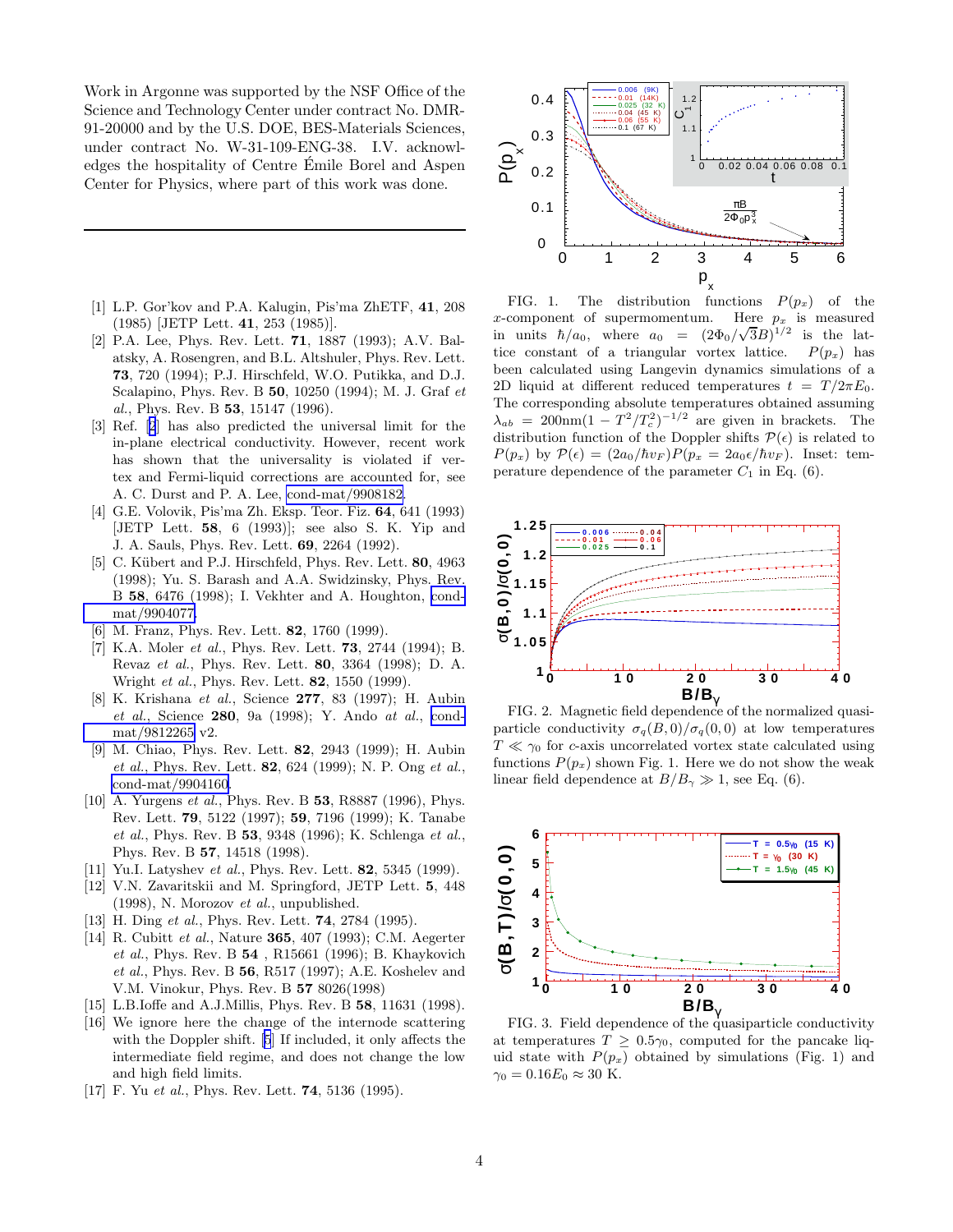Work in Argonne was supported by the NSF Office of the Science and Technology Center under contract No. DMR-91-20000 and by the U.S. DOE, BES-Materials Sciences, under contract No. W-31-109-ENG-38. I.V. acknowledges the hospitality of Centre Émile Borel and Aspen Center for Physics, where part of this work was done.

---

[1] L.P. Gor'kov and P.A. Kalugin, Pis'ma ZhETF, **41**, 208 (1985) [JETP Lett. **41**, 253 (1985)].

[2] P.A. Lee, Phys. Rev. Lett. **71**, 1887 (1993); A.V. Balatsky, A. Rosengren, and B.L. Altshuler, Phys. Rev. Lett. **73**, 720 (1994); P.J. Hirschfeld, W.O. Putikka, and D.J. Scalapino, Phys. Rev. B **50**, 10250 (1994); M. J. Graf *et al.*, Phys. Rev. B **53**, 15147 (1996).

[3] Ref. [2] has also predicted the universal limit for the in-plane electrical conductivity. However, recent work has shown that the universality is violated if vertex and Fermi-liquid corrections are accounted for, see A. C. Durst and P. A. Lee, cond-mat/9908182.

[4] G.E. Volovik, Pis'ma Zh. Eksp. Teor. Fiz. **64**, 641 (1993) [JETP Lett. **58**, 6 (1993)]; see also S. K. Yip and J. A. Sauls, Phys. Rev. Lett. **69**, 2264 (1992).

[5] C. Kübert and P.J. Hirschfeld, Phys. Rev. Lett. **80**, 4963 (1998); Yu. S. Barash and A.A. Swidzinsky, Phys. Rev. B **58**, 6476 (1998); I. Vekhter and A. Houghton, cond-mat/9904077.

[6] M. Franz, Phys. Rev. Lett. **82**, 1760 (1999).

[7] K.A. Moler *et al.*, Phys. Rev. Lett. **73**, 2744 (1994); B. Revaz *et al.*, Phys. Rev. Lett. **80**, 3364 (1998); D. A. Wright *et al.*, Phys. Rev. Lett. **82**, 1550 (1999).

[8] K. Krishana *et al.*, Science **277**, 83 (1997); H. Aubin *et al.*, Science **280**, 9a (1998); Y. Ando *at al.*, cond-mat/9812265 v2.

[9] M. Chiao, Phys. Rev. Lett. **82**, 2943 (1999); H. Aubin *et al.*, Phys. Rev. Lett. **82**, 624 (1999); N. P. Ong *et al.*, cond-mat/9904160.

[10] A. Yurgens *et al.*, Phys. Rev. B **53**, R8887 (1996), Phys. Rev. Lett. **79**, 5122 (1997); **59**, 7196 (1999); K. Tanabe *et al.*, Phys. Rev. B **53**, 9348 (1996); K. Schlenga *et al.*, Phys. Rev. B **57**, 14518 (1998).

[11] Yu.I. Latyshev *et al.*, Phys. Rev. Lett. **82**, 5345 (1999).

[12] V.N. Zavaritskii and M. Springford, JETP Lett. **5**, 448 (1998), N. Morozov *et al.*, unpublished.

[13] H. Ding *et al.*, Phys. Rev. Lett. **74**, 2784 (1995).

[14] R. Cubitt *et al.*, Nature **365**, 407 (1993); C.M. Aegerter *et al.*, Phys. Rev. B **54** , R15661 (1996); B. Khaykovich *et al.*, Phys. Rev. B **56**, R517 (1997); A.E. Koshelev and V.M. Vinokur, Phys. Rev. B **57** 8026(1998)

[15] L.B.Ioffe and A.J.Millis, Phys. Rev. B **58**, 11631 (1998).

[16] We ignore here the change of the internode scattering with the Doppler shift. [5] If included, it only affects the intermediate field regime, and does not change the low and high field limits.

[17] F. Yu *et al.*, Phys. Rev. Lett. **74**, 5136 (1995).

0.006 (9K)
0.01 (14K)
0.025 (32 K)
0.04 (45 K)
0.06 (55 K)
0.1 (67 K)
$P(p_x)$
$p_x$
$\frac{\pi B}{2\Phi_0 p_x^3}$
$C_1$
$t$

FIG. 1. The distribution functions $P(p_x)$ of the $x$-component of supermomentum. Here $p_x$ is measured in units $\hbar/a_0$, where $a_0 = (2\Phi_0/\sqrt{3}B)^{1/2}$ is the lattice constant of a triangular vortex lattice. $P(p_x)$ has been calculated using Langevin dynamics simulations of a 2D liquid at different reduced temperatures $t = T/2\pi E_0$. The corresponding absolute temperatures obtained assuming $\lambda_{ab} = 200\text{nm}(1 - T^2/T_c^2)^{-1/2}$ are given in brackets. The distribution function of the Doppler shifts $\mathcal{P}(\epsilon)$ is related to $P(p_x)$ by $\mathcal{P}(\epsilon) = (2a_0/\hbar v_F)P(p_x = 2a_0\epsilon/\hbar v_F)$. Inset: temperature dependence of the parameter $C_1$ in Eq. (6).

0.006, 0.01, 0.025, 0.04, 0.06, 0.1
$\sigma(B,0)/\sigma(0,0)$
$B/B_\gamma$

FIG. 2. Magnetic field dependence of the normalized quasiparticle conductivity $\sigma_q(B,0)/\sigma_q(0,0)$ at low temperatures $T \ll \gamma_0$ for $c$-axis uncorrelated vortex state calculated using functions $P(p_x)$ shown Fig. 1. Here we do not show the weak linear field dependence at $B/B_\gamma \gg 1$, see Eq. (6).

$T = 0.5\gamma_0$ (15 K)
$T = \gamma_0$ (30 K)
$T = 1.5\gamma_0$ (45 K)
$\sigma(B,T)/\sigma(0,0)$
$B/B_\gamma$

FIG. 3. Field dependence of the quasiparticle conductivity at temperatures $T \geq 0.5\gamma_0$, computed for the pancake liquid state with $P(p_x)$ obtained by simulations (Fig. 1) and $\gamma_0 = 0.16E_0 \approx 30$ K.